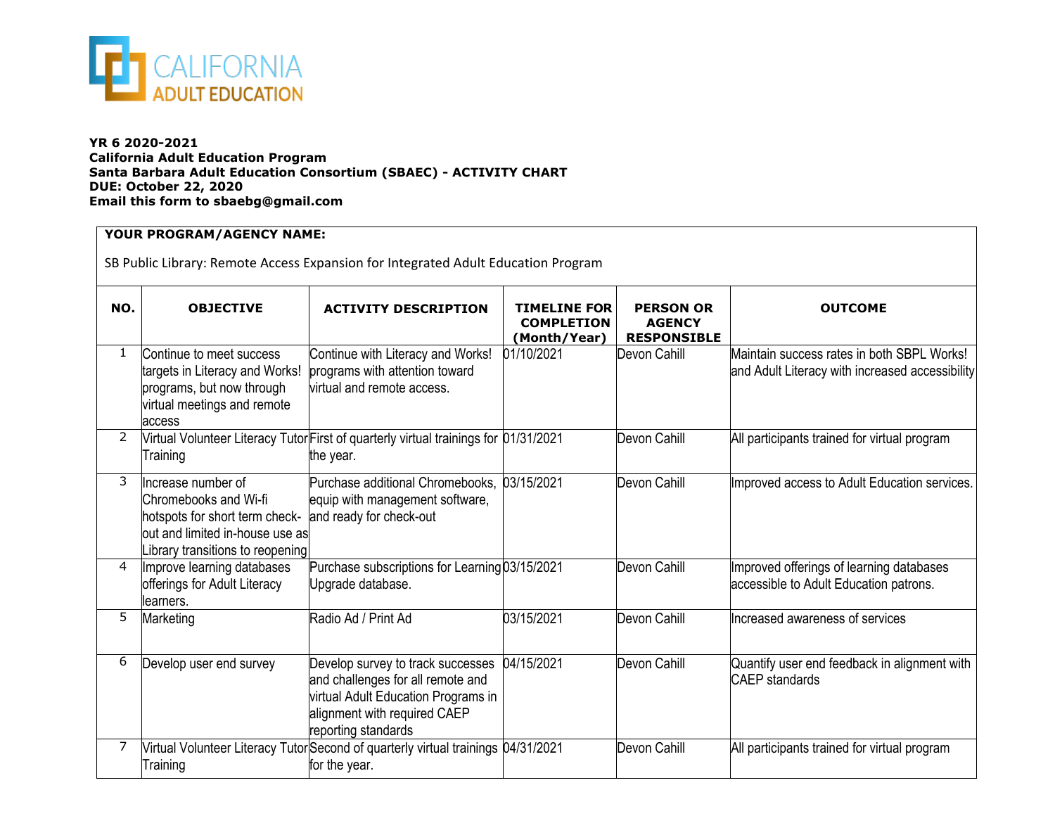CALIFORNIA ADULT EDUCATION

**YR 6 2020-2021**
**California Adult Education Program**
**Santa Barbara Adult Education Consortium (SBAEC) - ACTIVITY CHART**
**DUE: October 22, 2020**
**Email this form to sbaebg@gmail.com**

**YOUR PROGRAM/AGENCY NAME:**

SB Public Library: Remote Access Expansion for Integrated Adult Education Program

| NO. | OBJECTIVE | ACTIVITY DESCRIPTION | TIMELINE FOR COMPLETION (Month/Year) | PERSON OR AGENCY RESPONSIBLE | OUTCOME |
|---|---|---|---|---|---|
| 1 | Continue to meet success targets in Literacy and Works! programs, but now through virtual meetings and remote access | Continue with Literacy and Works! programs with attention toward virtual and remote access. | 01/10/2021 | Devon Cahill | Maintain success rates in both SBPL Works! and Adult Literacy with increased accessibility |
| 2 | Virtual Volunteer Literacy Tutor Training | First of quarterly virtual trainings for the year. | 01/31/2021 | Devon Cahill | All participants trained for virtual program |
| 3 | Increase number of Chromebooks and Wi-fi hotspots for short term check-out and limited in-house use as Library transitions to reopening | Purchase additional Chromebooks, equip with management software, and ready for check-out | 03/15/2021 | Devon Cahill | Improved access to Adult Education services. |
| 4 | Improve learning databases offerings for Adult Literacy learners. | Purchase subscriptions for Learning Upgrade database. | 03/15/2021 | Devon Cahill | Improved offerings of learning databases accessible to Adult Education patrons. |
| 5 | Marketing | Radio Ad / Print Ad | 03/15/2021 | Devon Cahill | Increased awareness of services |
| 6 | Develop user end survey | Develop survey to track successes and challenges for all remote and virtual Adult Education Programs in alignment with required CAEP reporting standards | 04/15/2021 | Devon Cahill | Quantify user end feedback in alignment with CAEP standards |
| 7 | Virtual Volunteer Literacy Tutor Training | Second of quarterly virtual trainings for the year. | 04/31/2021 | Devon Cahill | All participants trained for virtual program |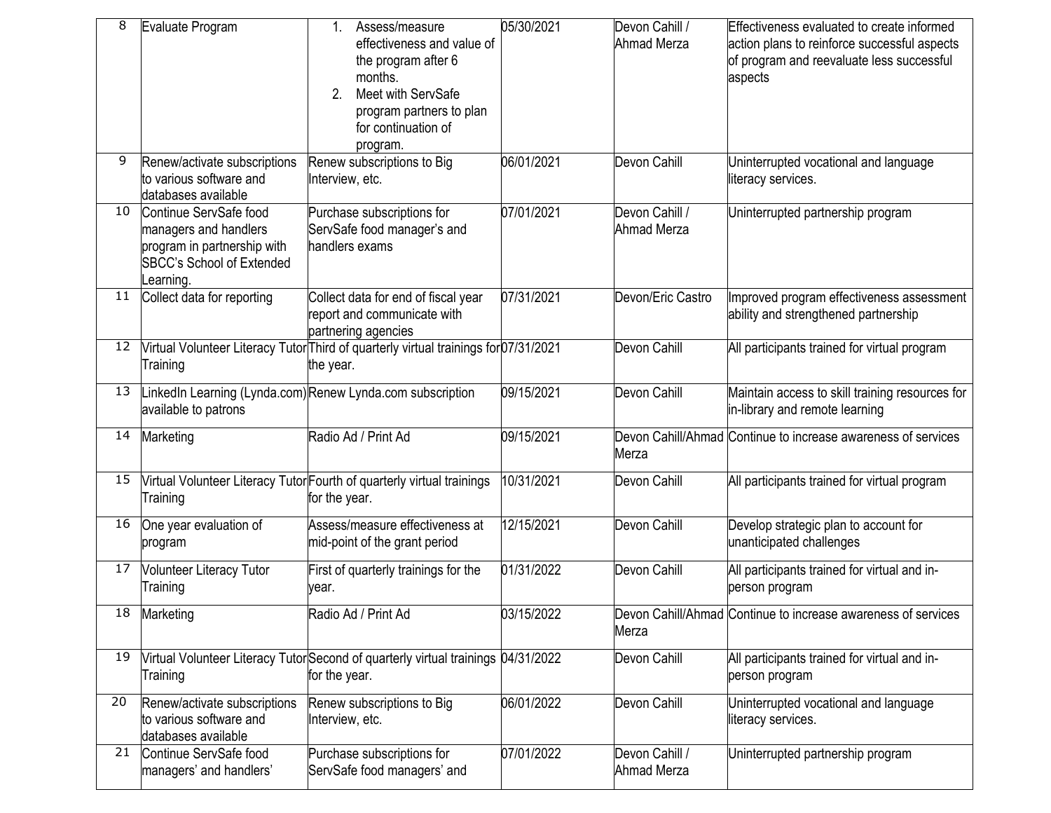| 8 | Evaluate Program | 1. Assess/measure effectiveness and value of the program after 6 months. 2. Meet with ServSafe program partners to plan for continuation of program. | 05/30/2021 | Devon Cahill / Ahmad Merza | Effectiveness evaluated to create informed action plans to reinforce successful aspects of program and reevaluate less successful aspects |
|---|---|---|---|---|---|
| 9 | Renew/activate subscriptions to various software and databases available | Renew subscriptions to Big Interview, etc. | 06/01/2021 | Devon Cahill | Uninterrupted vocational and language literacy services. |
| 10 | Continue ServSafe food managers and handlers program in partnership with SBCC's School of Extended Learning. | Purchase subscriptions for ServSafe food manager's and handlers exams | 07/01/2021 | Devon Cahill / Ahmad Merza | Uninterrupted partnership program |
| 11 | Collect data for reporting | Collect data for end of fiscal year report and communicate with partnering agencies | 07/31/2021 | Devon/Eric Castro | Improved program effectiveness assessment ability and strengthened partnership |
| 12 | Virtual Volunteer Literacy Tutor Training | Third of quarterly virtual trainings for the year. | 07/31/2021 | Devon Cahill | All participants trained for virtual program |
| 13 | LinkedIn Learning (Lynda.com) available to patrons | Renew Lynda.com subscription | 09/15/2021 | Devon Cahill | Maintain access to skill training resources for in-library and remote learning |
| 14 | Marketing | Radio Ad / Print Ad | 09/15/2021 | Devon Cahill/Ahmad Merza | Continue to increase awareness of services |
| 15 | Virtual Volunteer Literacy Tutor Training | Fourth of quarterly virtual trainings for the year. | 10/31/2021 | Devon Cahill | All participants trained for virtual program |
| 16 | One year evaluation of program | Assess/measure effectiveness at mid-point of the grant period | 12/15/2021 | Devon Cahill | Develop strategic plan to account for unanticipated challenges |
| 17 | Volunteer Literacy Tutor Training | First of quarterly trainings for the year. | 01/31/2022 | Devon Cahill | All participants trained for virtual and in-person program |
| 18 | Marketing | Radio Ad / Print Ad | 03/15/2022 | Devon Cahill/Ahmad Merza | Continue to increase awareness of services |
| 19 | Virtual Volunteer Literacy Tutor Training | Second of quarterly virtual trainings for the year. | 04/31/2022 | Devon Cahill | All participants trained for virtual and in-person program |
| 20 | Renew/activate subscriptions to various software and databases available | Renew subscriptions to Big Interview, etc. | 06/01/2022 | Devon Cahill | Uninterrupted vocational and language literacy services. |
| 21 | Continue ServSafe food managers' and handlers' | Purchase subscriptions for ServSafe food managers' and | 07/01/2022 | Devon Cahill / Ahmad Merza | Uninterrupted partnership program |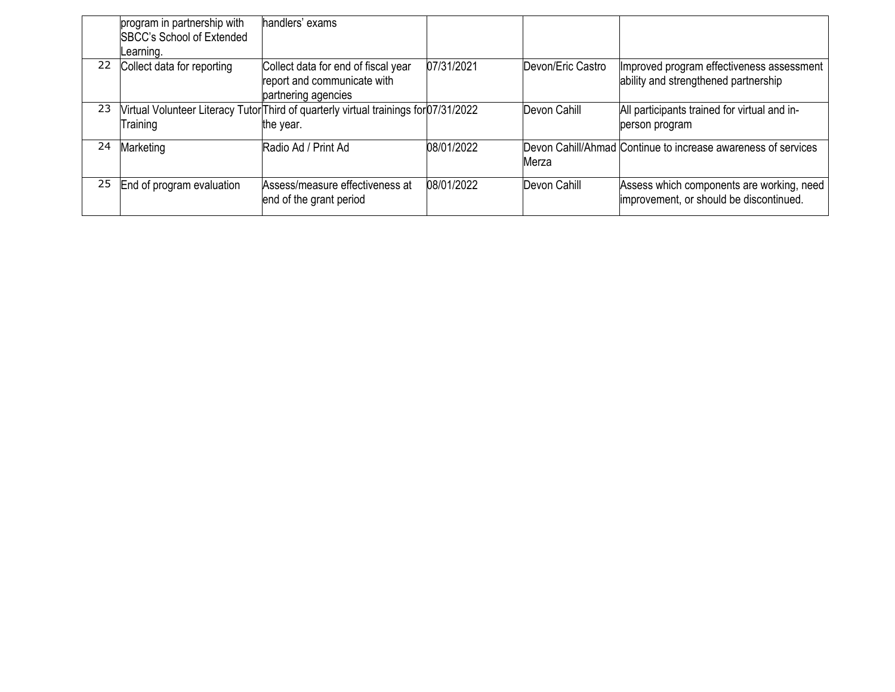| | | | | | |
|---|---|---|---|---|---|
| | program in partnership with SBCC's School of Extended Learning. | handlers' exams | | | |
| 22 | Collect data for reporting | Collect data for end of fiscal year report and communicate with partnering agencies | 07/31/2021 | Devon/Eric Castro | Improved program effectiveness assessment ability and strengthened partnership |
| 23 | Virtual Volunteer Literacy Tutor Training | Third of quarterly virtual trainings for the year. | 07/31/2022 | Devon Cahill | All participants trained for virtual and in-person program |
| 24 | Marketing | Radio Ad / Print Ad | 08/01/2022 | Devon Cahill/Ahmad Merza | Continue to increase awareness of services |
| 25 | End of program evaluation | Assess/measure effectiveness at end of the grant period | 08/01/2022 | Devon Cahill | Assess which components are working, need improvement, or should be discontinued. |